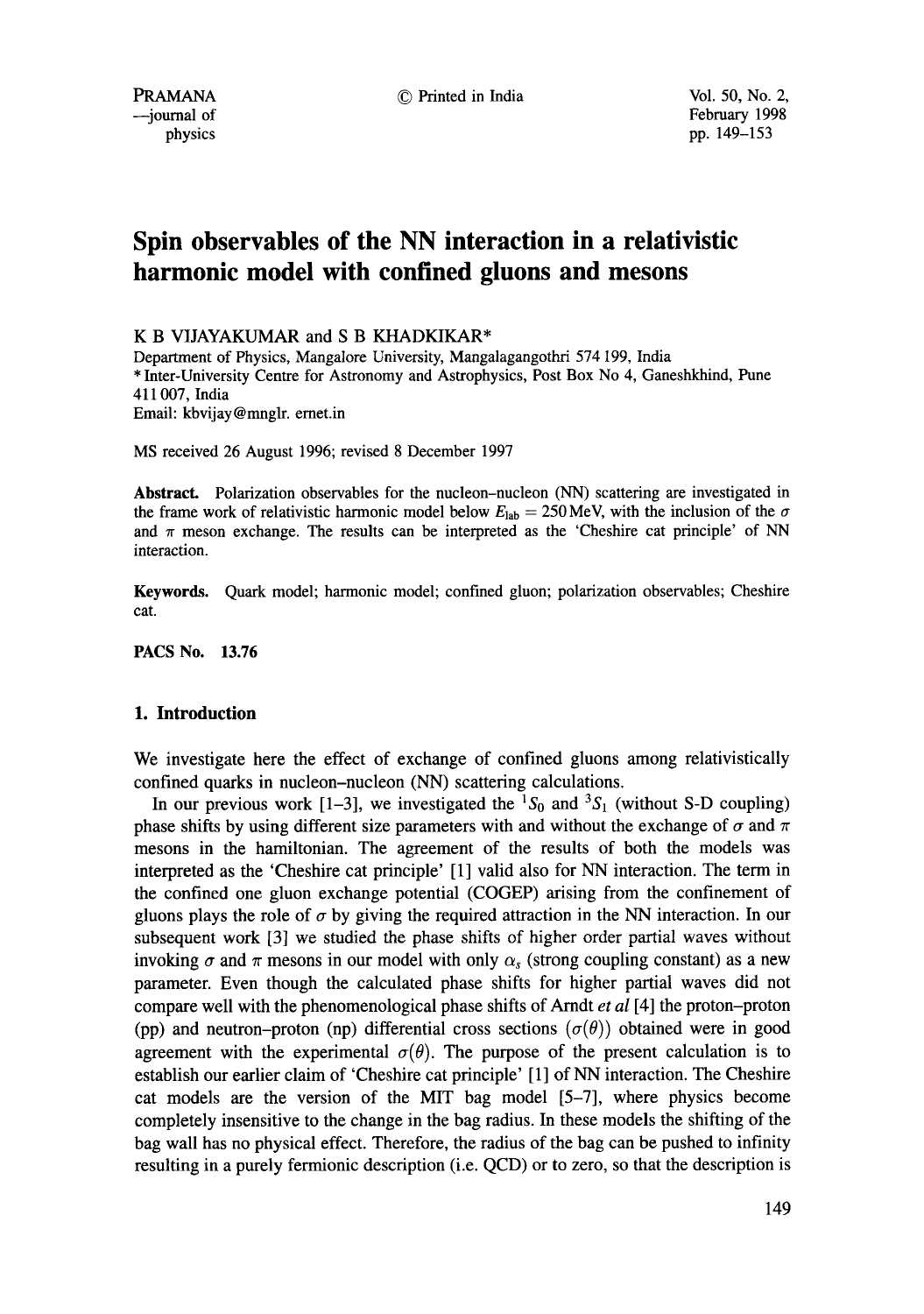# Spin observables of the NN interaction in a relativistic harmonic model with confined gluons and mesons

K B VIJAYAKUMAR and S B KHADKIKAR*

Department of Physics, Mangalore University, Mangalagangothri 574 199, India
* Inter-University Centre for Astronomy and Astrophysics, Post Box No 4, Ganeshkhind, Pune 411 007, India
Email: kbvijay@mnglr. ernet.in

MS received 26 August 1996; revised 8 December 1997

**Abstract.** Polarization observables for the nucleon–nucleon (NN) scattering are investigated in the frame work of relativistic harmonic model below $E_{\text{lab}} = 250\,\text{MeV}$, with the inclusion of the $\sigma$ and $\pi$ meson exchange. The results can be interpreted as the 'Cheshire cat principle' of NN interaction.

**Keywords.** Quark model; harmonic model; confined gluon; polarization observables; Cheshire cat.

**PACS No. 13.76**

## 1. Introduction

We investigate here the effect of exchange of confined gluons among relativistically confined quarks in nucleon–nucleon (NN) scattering calculations.

In our previous work [1–3], we investigated the $^1S_0$ and $^3S_1$ (without S-D coupling) phase shifts by using different size parameters with and without the exchange of $\sigma$ and $\pi$ mesons in the hamiltonian. The agreement of the results of both the models was interpreted as the 'Cheshire cat principle' [1] valid also for NN interaction. The term in the confined one gluon exchange potential (COGEP) arising from the confinement of gluons plays the role of $\sigma$ by giving the required attraction in the NN interaction. In our subsequent work [3] we studied the phase shifts of higher order partial waves without invoking $\sigma$ and $\pi$ mesons in our model with only $\alpha_s$ (strong coupling constant) as a new parameter. Even though the calculated phase shifts for higher partial waves did not compare well with the phenomenological phase shifts of Arndt *et al* [4] the proton–proton (pp) and neutron–proton (np) differential cross sections ($\sigma(\theta)$) obtained were in good agreement with the experimental $\sigma(\theta)$. The purpose of the present calculation is to establish our earlier claim of 'Cheshire cat principle' [1] of NN interaction. The Cheshire cat models are the version of the MIT bag model [5–7], where physics become completely insensitive to the change in the bag radius. In these models the shifting of the bag wall has no physical effect. Therefore, the radius of the bag can be pushed to infinity resulting in a purely fermionic description (i.e. QCD) or to zero, so that the description is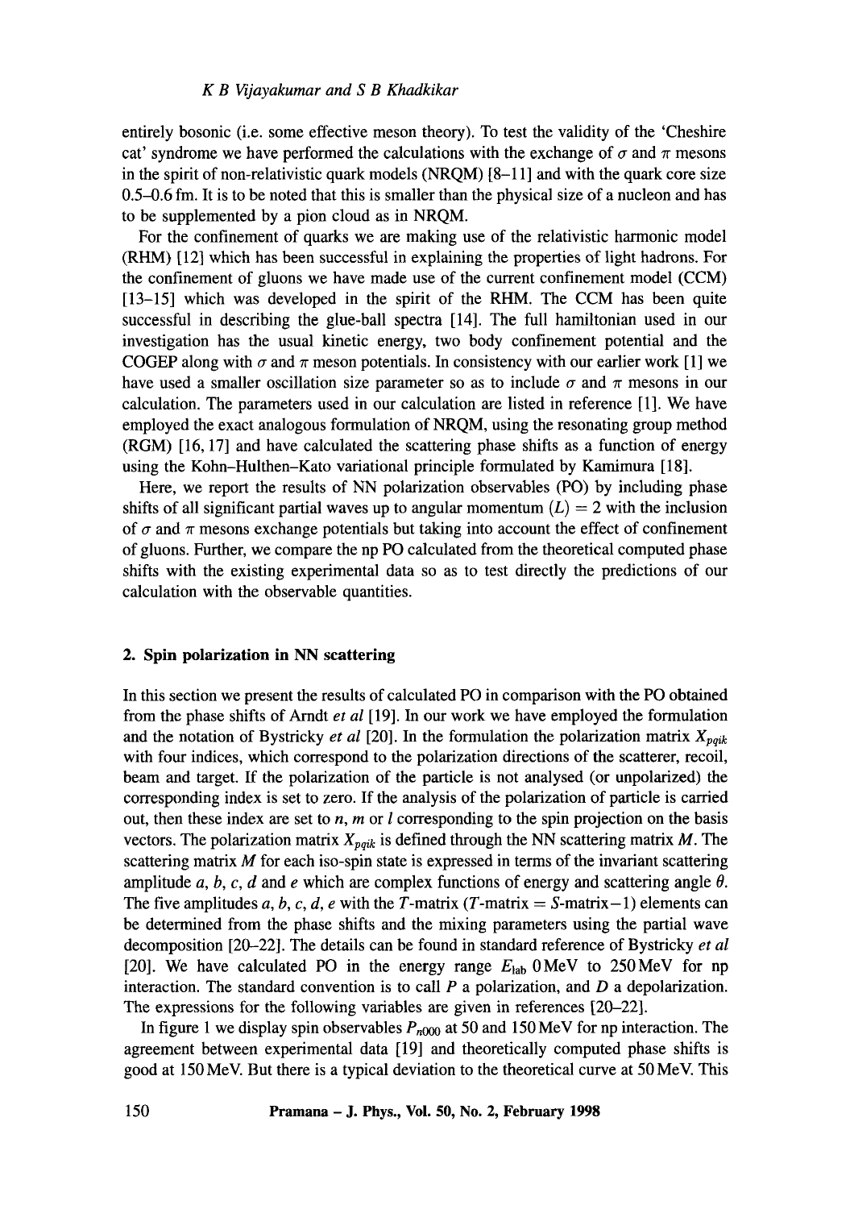entirely bosonic (i.e. some effective meson theory). To test the validity of the 'Cheshire cat' syndrome we have performed the calculations with the exchange of $\sigma$ and $\pi$ mesons in the spirit of non-relativistic quark models (NRQM) [8–11] and with the quark core size 0.5–0.6 fm. It is to be noted that this is smaller than the physical size of a nucleon and has to be supplemented by a pion cloud as in NRQM.

For the confinement of quarks we are making use of the relativistic harmonic model (RHM) [12] which has been successful in explaining the properties of light hadrons. For the confinement of gluons we have made use of the current confinement model (CCM) [13–15] which was developed in the spirit of the RHM. The CCM has been quite successful in describing the glue-ball spectra [14]. The full hamiltonian used in our investigation has the usual kinetic energy, two body confinement potential and the COGEP along with $\sigma$ and $\pi$ meson potentials. In consistency with our earlier work [1] we have used a smaller oscillation size parameter so as to include $\sigma$ and $\pi$ mesons in our calculation. The parameters used in our calculation are listed in reference [1]. We have employed the exact analogous formulation of NRQM, using the resonating group method (RGM) [16, 17] and have calculated the scattering phase shifts as a function of energy using the Kohn–Hulthen–Kato variational principle formulated by Kamimura [18].

Here, we report the results of NN polarization observables (PO) by including phase shifts of all significant partial waves up to angular momentum $(L) = 2$ with the inclusion of $\sigma$ and $\pi$ mesons exchange potentials but taking into account the effect of confinement of gluons. Further, we compare the np PO calculated from the theoretical computed phase shifts with the existing experimental data so as to test directly the predictions of our calculation with the observable quantities.

## 2. Spin polarization in NN scattering

In this section we present the results of calculated PO in comparison with the PO obtained from the phase shifts of Arndt *et al* [19]. In our work we have employed the formulation and the notation of Bystricky *et al* [20]. In the formulation the polarization matrix $X_{pqik}$ with four indices, which correspond to the polarization directions of the scatterer, recoil, beam and target. If the polarization of the particle is not analysed (or unpolarized) the corresponding index is set to zero. If the analysis of the polarization of particle is carried out, then these index are set to $n$, $m$ or $l$ corresponding to the spin projection on the basis vectors. The polarization matrix $X_{pqik}$ is defined through the NN scattering matrix $M$. The scattering matrix $M$ for each iso-spin state is expressed in terms of the invariant scattering amplitude $a$, $b$, $c$, $d$ and $e$ which are complex functions of energy and scattering angle $\theta$. The five amplitudes $a, b, c, d, e$ with the $T$-matrix ($T$-matrix = $S$-matrix−1) elements can be determined from the phase shifts and the mixing parameters using the partial wave decomposition [20–22]. The details can be found in standard reference of Bystricky *et al* [20]. We have calculated PO in the energy range $E_{\text{lab}}$ 0 MeV to 250 MeV for np interaction. The standard convention is to call $P$ a polarization, and $D$ a depolarization. The expressions for the following variables are given in references [20–22].

In figure 1 we display spin observables $P_{n000}$ at 50 and 150 MeV for np interaction. The agreement between experimental data [19] and theoretically computed phase shifts is good at 150 MeV. But there is a typical deviation to the theoretical curve at 50 MeV. This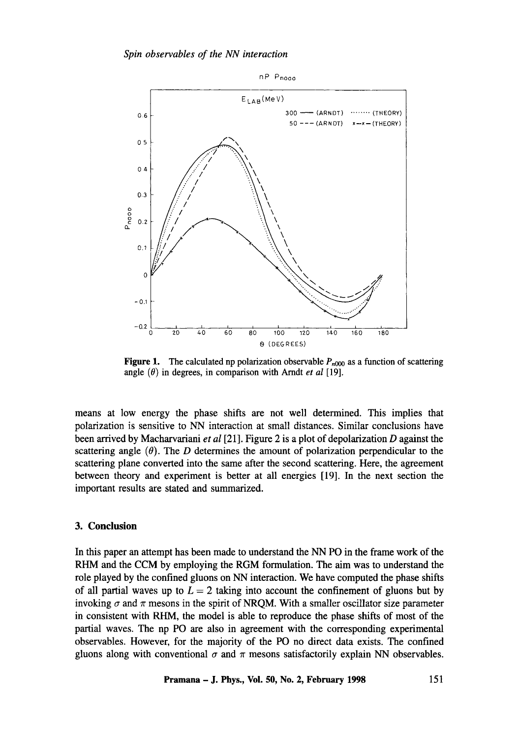**Figure 1.** The calculated np polarization observable $P_{n000}$ as a function of scattering angle $(\theta)$ in degrees, in comparison with Arndt *et al* [19].

means at low energy the phase shifts are not well determined. This implies that polarization is sensitive to NN interaction at small distances. Similar conclusions have been arrived by Macharvariani *et al* [21]. Figure 2 is a plot of depolarization $D$ against the scattering angle $(\theta)$. The $D$ determines the amount of polarization perpendicular to the scattering plane converted into the same after the second scattering. Here, the agreement between theory and experiment is better at all energies [19]. In the next section the important results are stated and summarized.

## 3. Conclusion

In this paper an attempt has been made to understand the NN PO in the frame work of the RHM and the CCM by employing the RGM formulation. The aim was to understand the role played by the confined gluons on NN interaction. We have computed the phase shifts of all partial waves up to $L = 2$ taking into account the confinement of gluons but by invoking $\sigma$ and $\pi$ mesons in the spirit of NRQM. With a smaller oscillator size parameter in consistent with RHM, the model is able to reproduce the phase shifts of most of the partial waves. The np PO are also in agreement with the corresponding experimental observables. However, for the majority of the PO no direct data exists. The confined gluons along with conventional $\sigma$ and $\pi$ mesons satisfactorily explain NN observables.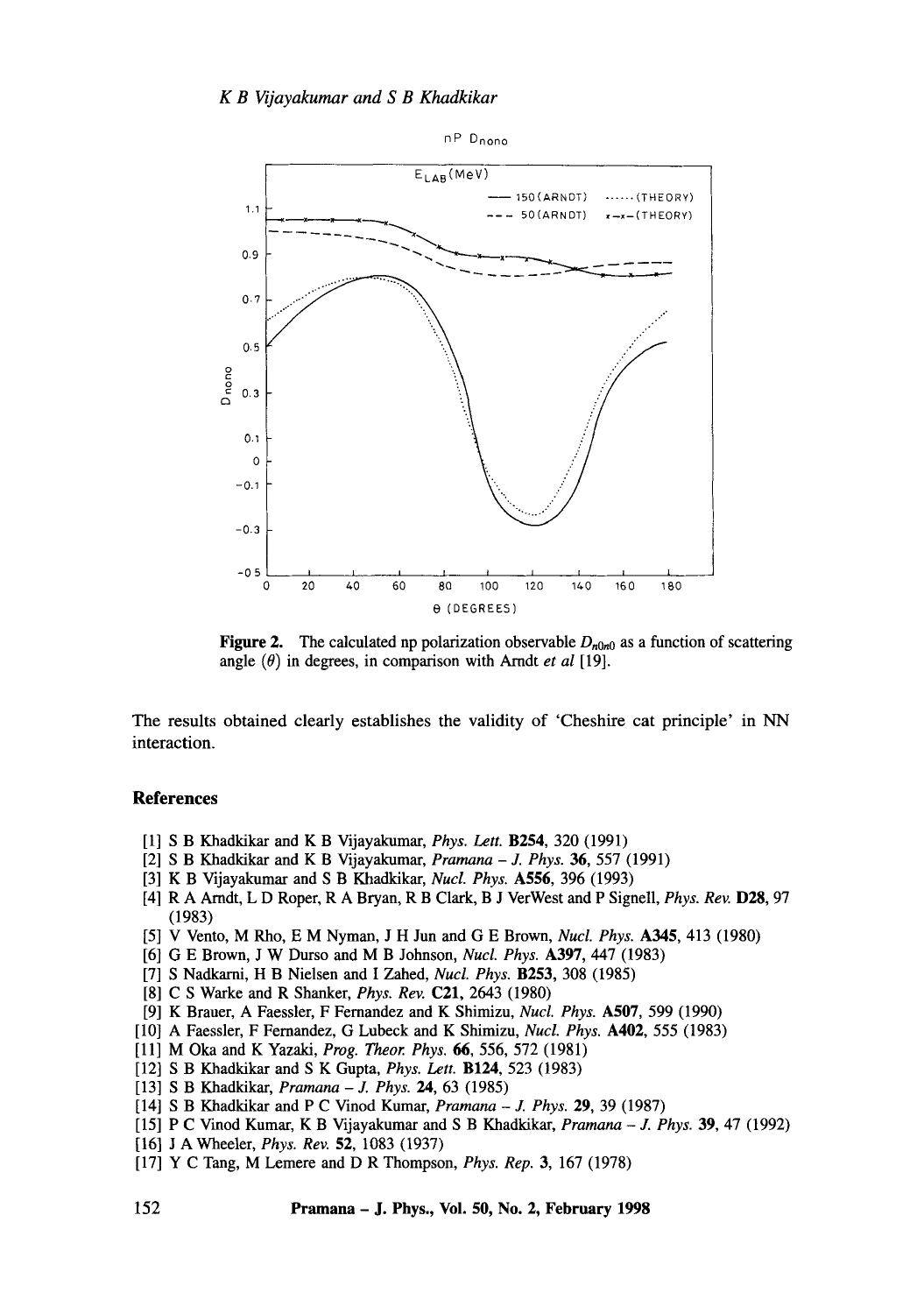**Figure 2.** The calculated np polarization observable $D_{n0n0}$ as a function of scattering angle ($\theta$) in degrees, in comparison with Arndt *et al* [19].

The results obtained clearly establishes the validity of 'Cheshire cat principle' in NN interaction.

## References

[1] S B Khadkikar and K B Vijayakumar, *Phys. Lett.* **B254**, 320 (1991)

[2] S B Khadkikar and K B Vijayakumar, *Pramana – J. Phys.* **36**, 557 (1991)

[3] K B Vijayakumar and S B Khadkikar, *Nucl. Phys.* **A556**, 396 (1993)

[4] R A Arndt, L D Roper, R A Bryan, R B Clark, B J VerWest and P Signell, *Phys. Rev.* **D28**, 97 (1983)

[5] V Vento, M Rho, E M Nyman, J H Jun and G E Brown, *Nucl. Phys.* **A345**, 413 (1980)

[6] G E Brown, J W Durso and M B Johnson, *Nucl. Phys.* **A397**, 447 (1983)

[7] S Nadkarni, H B Nielsen and I Zahed, *Nucl. Phys.* **B253**, 308 (1985)

[8] C S Warke and R Shanker, *Phys. Rev.* **C21**, 2643 (1980)

[9] K Brauer, A Faessler, F Fernandez and K Shimizu, *Nucl. Phys.* **A507**, 599 (1990)

[10] A Faessler, F Fernandez, G Lubeck and K Shimizu, *Nucl. Phys.* **A402**, 555 (1983)

[11] M Oka and K Yazaki, *Prog. Theor. Phys.* **66**, 556, 572 (1981)

[12] S B Khadkikar and S K Gupta, *Phys. Lett.* **B124**, 523 (1983)

[13] S B Khadkikar, *Pramana – J. Phys.* **24**, 63 (1985)

[14] S B Khadkikar and P C Vinod Kumar, *Pramana – J. Phys.* **29**, 39 (1987)

[15] P C Vinod Kumar, K B Vijayakumar and S B Khadkikar, *Pramana – J. Phys.* **39**, 47 (1992)

[16] J A Wheeler, *Phys. Rev.* **52**, 1083 (1937)

[17] Y C Tang, M Lemere and D R Thompson, *Phys. Rep.* **3**, 167 (1978)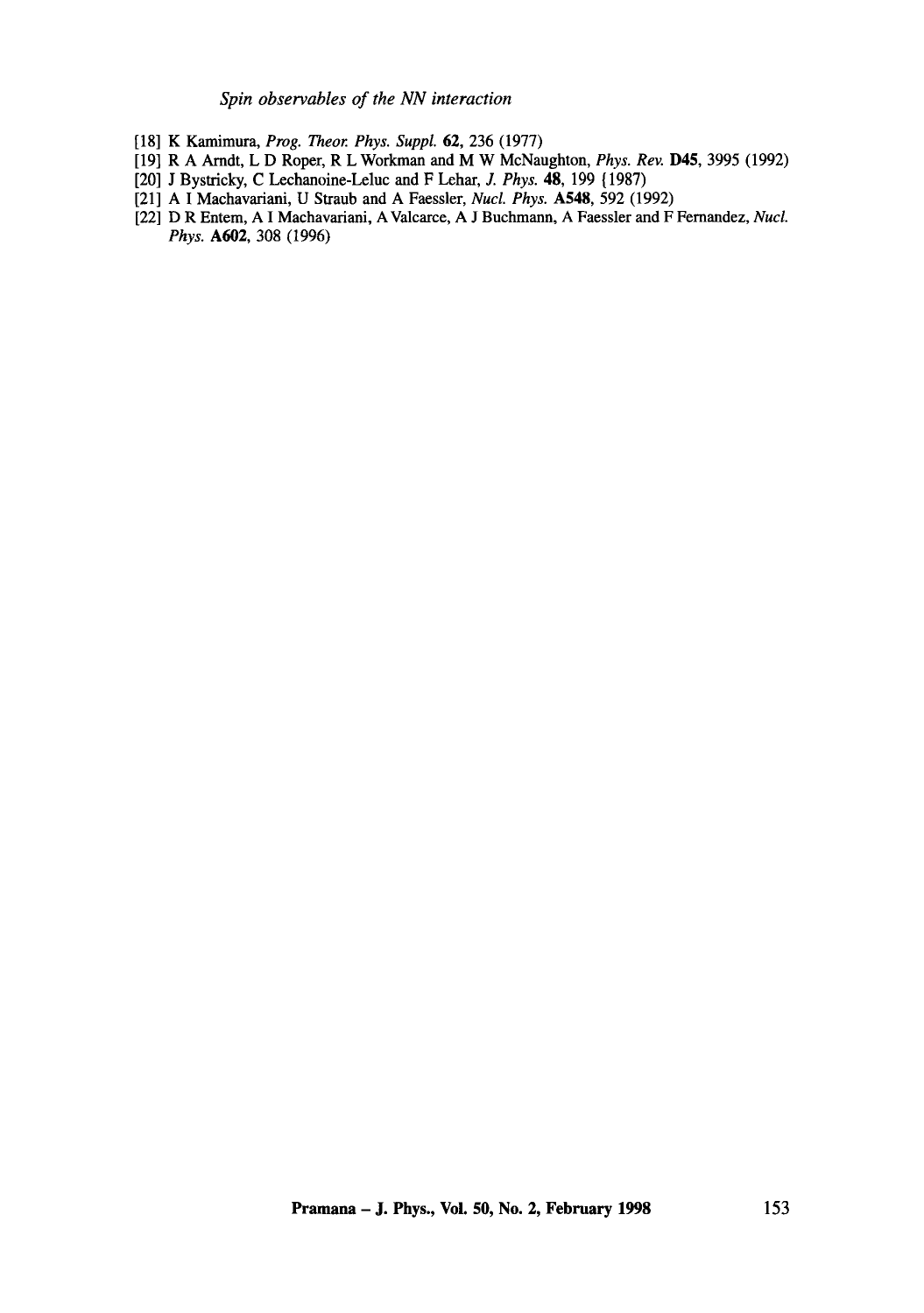[18] K Kamimura, *Prog. Theor. Phys. Suppl.* **62**, 236 (1977)

[19] R A Arndt, L D Roper, R L Workman and M W McNaughton, *Phys. Rev.* **D45**, 3995 (1992)

[20] J Bystricky, C Lechanoine-Leluc and F Lehar, *J. Phys.* **48**, 199 (1987)

[21] A I Machavariani, U Straub and A Faessler, *Nucl. Phys.* **A548**, 592 (1992)

[22] D R Entem, A I Machavariani, A Valcarce, A J Buchmann, A Faessler and F Fernandez, *Nucl. Phys.* **A602**, 308 (1996)